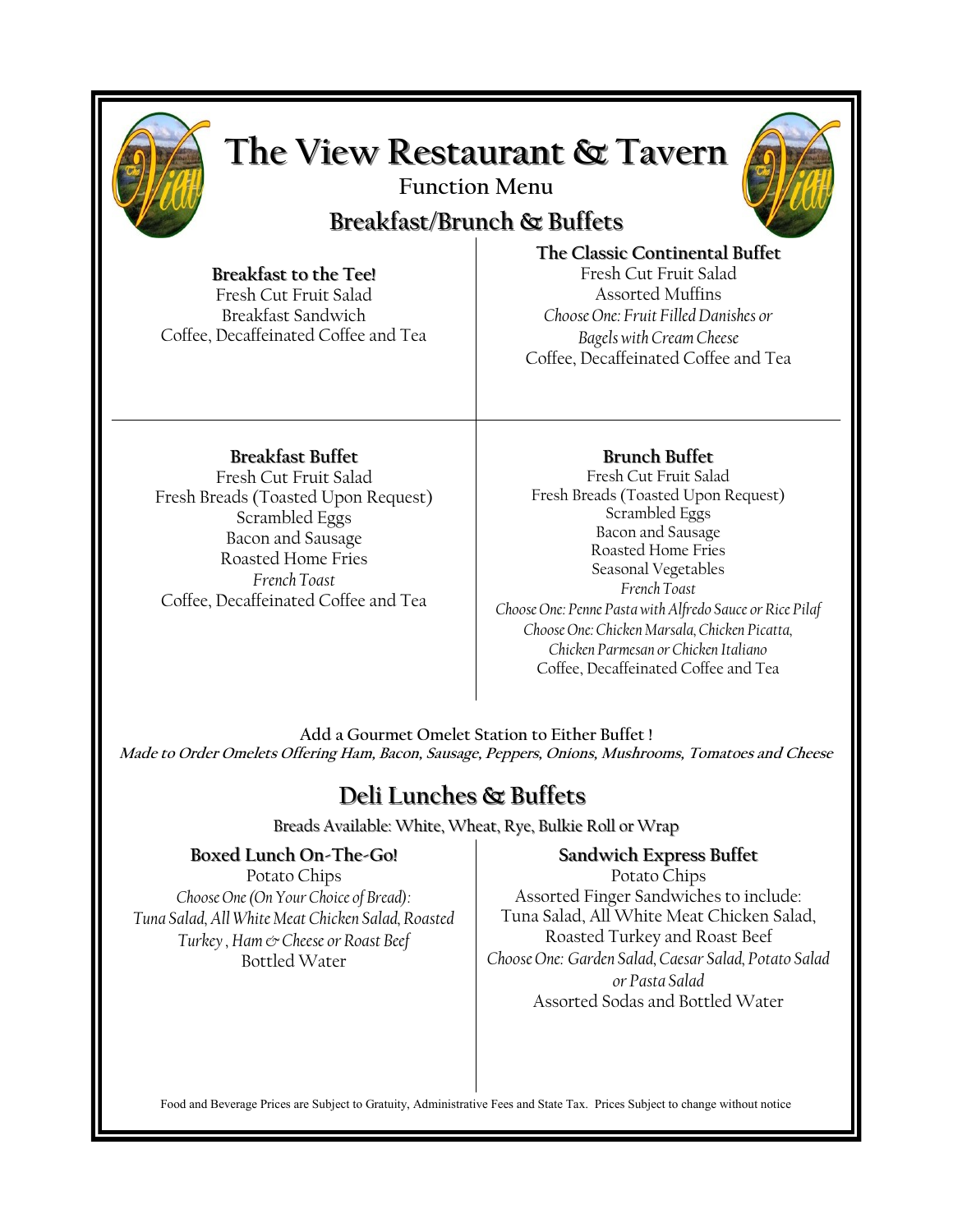# The View Restaurant & Tavern

Function Menu

## Breakfast/Brunch & Buffets

### Breakfast to the Tee!

Fresh Cut Fruit Salad
Breakfast Sandwich
Coffee, Decaffeinated Coffee and Tea

### The Classic Continental Buffet

Fresh Cut Fruit Salad
Assorted Muffins
*Choose One: Fruit Filled Danishes or Bagels with Cream Cheese*
Coffee, Decaffeinated Coffee and Tea

### Breakfast Buffet

Fresh Cut Fruit Salad
Fresh Breads (Toasted Upon Request)
Scrambled Eggs
Bacon and Sausage
Roasted Home Fries
*French Toast*
Coffee, Decaffeinated Coffee and Tea

### Brunch Buffet

Fresh Cut Fruit Salad
Fresh Breads (Toasted Upon Request)
Scrambled Eggs
Bacon and Sausage
Roasted Home Fries
Seasonal Vegetables
*French Toast*
*Choose One: Penne Pasta with Alfredo Sauce or Rice Pilaf*
*Choose One: Chicken Marsala, Chicken Picatta, Chicken Parmesan or Chicken Italiano*
Coffee, Decaffeinated Coffee and Tea

Add a Gourmet Omelet Station to Either Buffet !
***Made to Order Omelets Offering Ham, Bacon, Sausage, Peppers, Onions, Mushrooms, Tomatoes and Cheese***

## Deli Lunches & Buffets

Breads Available: White, Wheat, Rye, Bulkie Roll or Wrap

### Boxed Lunch On-The-Go!

Potato Chips
*Choose One (On Your Choice of Bread): Tuna Salad, All White Meat Chicken Salad, Roasted Turkey , Ham & Cheese or Roast Beef*
Bottled Water

### Sandwich Express Buffet

Potato Chips
Assorted Finger Sandwiches to include:
Tuna Salad, All White Meat Chicken Salad, Roasted Turkey and Roast Beef
*Choose One: Garden Salad, Caesar Salad, Potato Salad or Pasta Salad*
Assorted Sodas and Bottled Water

Food and Beverage Prices are Subject to Gratuity, Administrative Fees and State Tax. Prices Subject to change without notice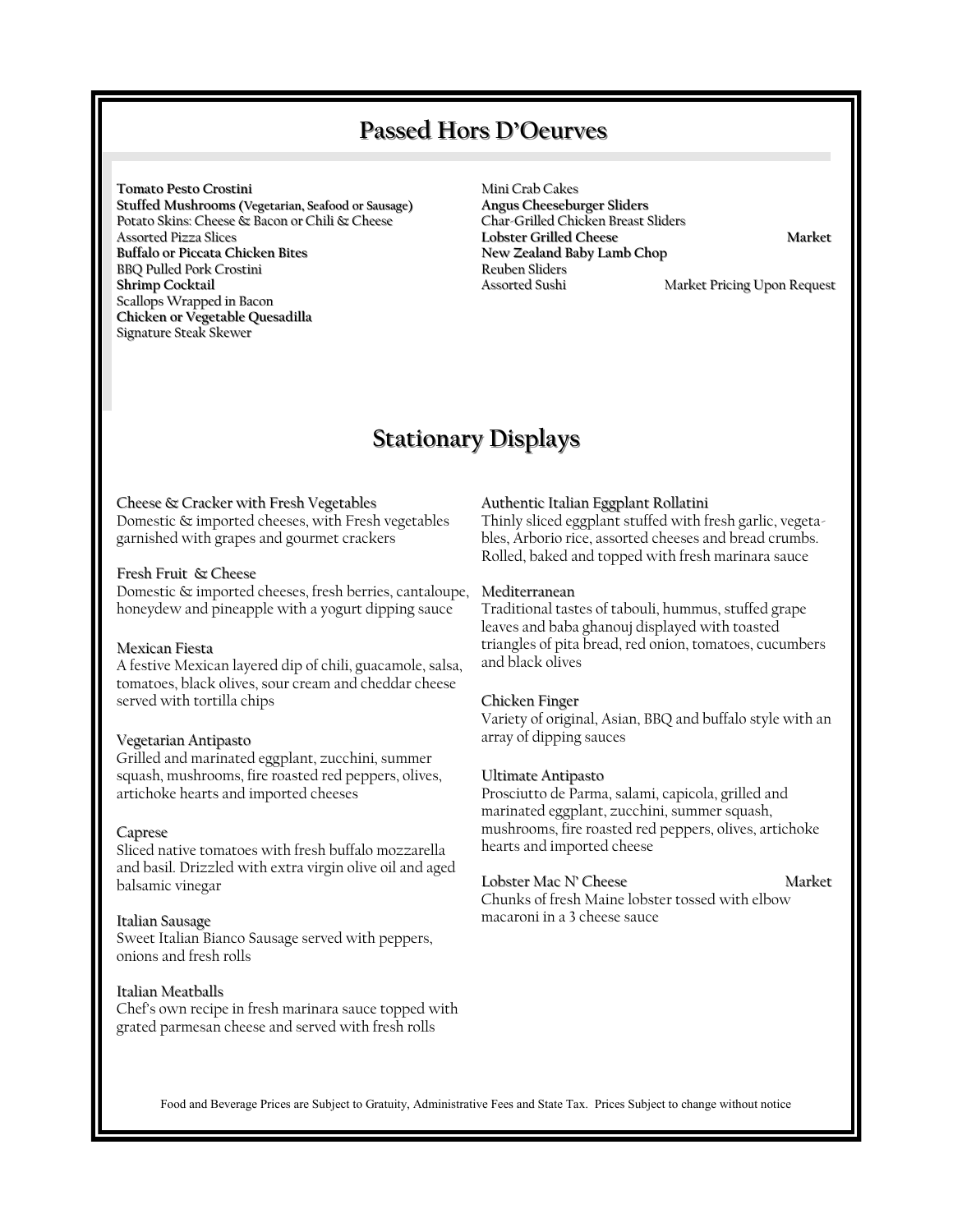## Passed Hors D'Oeurves

**Tomato Pesto Crostini**
**Stuffed Mushrooms (Vegetarian, Seafood or Sausage)**
Potato Skins: Cheese & Bacon or Chili & Cheese
Assorted Pizza Slices
**Buffalo or Piccata Chicken Bites**
BBQ Pulled Pork Crostini
**Shrimp Cocktail**
Scallops Wrapped in Bacon
**Chicken or Vegetable Quesadilla**
Signature Steak Skewer

Mini Crab Cakes
**Angus Cheeseburger Sliders**
Char-Grilled Chicken Breast Sliders
**Lobster Grilled Cheese** **Market**
**New Zealand Baby Lamb Chop**
Reuben Sliders
Assorted Sushi Market Pricing Upon Request

## Stationary Displays

**Cheese & Cracker with Fresh Vegetables**
Domestic & imported cheeses, with Fresh vegetables garnished with grapes and gourmet crackers

**Fresh Fruit & Cheese**
Domestic & imported cheeses, fresh berries, cantaloupe, honeydew and pineapple with a yogurt dipping sauce

**Mexican Fiesta**
A festive Mexican layered dip of chili, guacamole, salsa, tomatoes, black olives, sour cream and cheddar cheese served with tortilla chips

**Vegetarian Antipasto**
Grilled and marinated eggplant, zucchini, summer squash, mushrooms, fire roasted red peppers, olives, artichoke hearts and imported cheeses

**Caprese**
Sliced native tomatoes with fresh buffalo mozzarella and basil. Drizzled with extra virgin olive oil and aged balsamic vinegar

**Italian Sausage**
Sweet Italian Bianco Sausage served with peppers, onions and fresh rolls

**Italian Meatballs**
Chef's own recipe in fresh marinara sauce topped with grated parmesan cheese and served with fresh rolls

**Authentic Italian Eggplant Rollatini**
Thinly sliced eggplant stuffed with fresh garlic, vegetables, Arborio rice, assorted cheeses and bread crumbs. Rolled, baked and topped with fresh marinara sauce

**Mediterranean**
Traditional tastes of tabouli, hummus, stuffed grape leaves and baba ghanouj displayed with toasted triangles of pita bread, red onion, tomatoes, cucumbers and black olives

**Chicken Finger**
Variety of original, Asian, BBQ and buffalo style with an array of dipping sauces

**Ultimate Antipasto**
Prosciutto de Parma, salami, capicola, grilled and marinated eggplant, zucchini, summer squash, mushrooms, fire roasted red peppers, olives, artichoke hearts and imported cheese

**Lobster Mac N' Cheese** **Market**
Chunks of fresh Maine lobster tossed with elbow macaroni in a 3 cheese sauce

Food and Beverage Prices are Subject to Gratuity, Administrative Fees and State Tax. Prices Subject to change without notice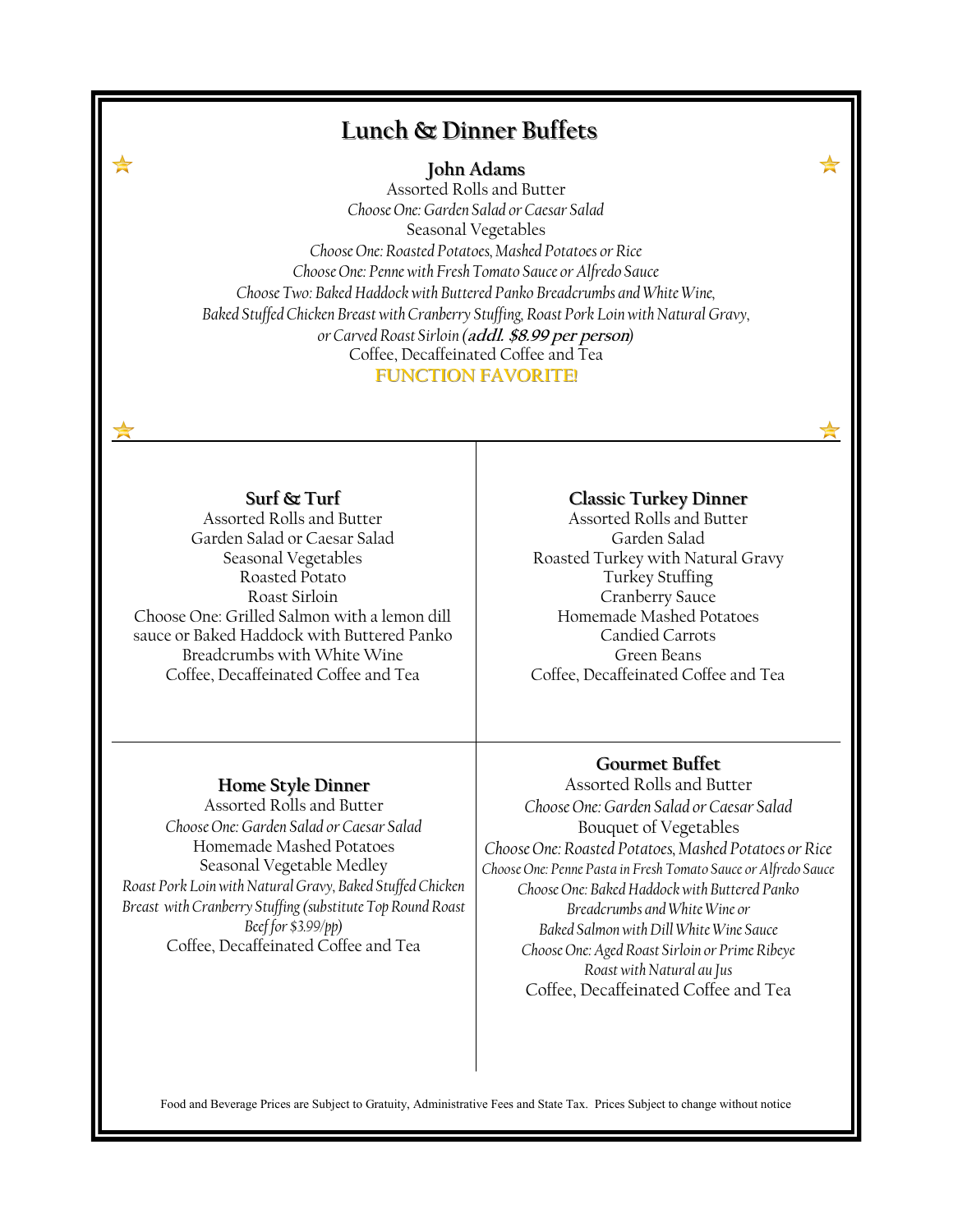# Lunch & Dinner Buffets

## John Adams

Assorted Rolls and Butter

*Choose One: Garden Salad or Caesar Salad*

Seasonal Vegetables

*Choose One: Roasted Potatoes, Mashed Potatoes or Rice*

*Choose One: Penne with Fresh Tomato Sauce or Alfredo Sauce*

*Choose Two: Baked Haddock with Buttered Panko Breadcrumbs and White Wine, Baked Stuffed Chicken Breast with Cranberry Stuffing, Roast Pork Loin with Natural Gravy, or Carved Roast Sirloin* ***(addl. $8.99 per person)***

Coffee, Decaffeinated Coffee and Tea

**FUNCTION FAVORITE!**

## Surf & Turf

Assorted Rolls and Butter

Garden Salad or Caesar Salad

Seasonal Vegetables

Roasted Potato

Roast Sirloin

Choose One: Grilled Salmon with a lemon dill sauce or Baked Haddock with Buttered Panko Breadcrumbs with White Wine

Coffee, Decaffeinated Coffee and Tea

## Classic Turkey Dinner

Assorted Rolls and Butter

Garden Salad

Roasted Turkey with Natural Gravy

Turkey Stuffing

Cranberry Sauce

Homemade Mashed Potatoes

Candied Carrots

Green Beans

Coffee, Decaffeinated Coffee and Tea

## Home Style Dinner

Assorted Rolls and Butter

*Choose One: Garden Salad or Caesar Salad*

Homemade Mashed Potatoes

Seasonal Vegetable Medley

*Roast Pork Loin with Natural Gravy, Baked Stuffed Chicken Breast with Cranberry Stuffing (substitute Top Round Roast Beef for $3.99/pp)*

Coffee, Decaffeinated Coffee and Tea

## Gourmet Buffet

Assorted Rolls and Butter

*Choose One: Garden Salad or Caesar Salad*

Bouquet of Vegetables

*Choose One: Roasted Potatoes, Mashed Potatoes or Rice*

*Choose One: Penne Pasta in Fresh Tomato Sauce or Alfredo Sauce*

*Choose One: Baked Haddock with Buttered Panko Breadcrumbs and White Wine or Baked Salmon with Dill White Wine Sauce*

*Choose One: Aged Roast Sirloin or Prime Ribeye Roast with Natural au Jus*

Coffee, Decaffeinated Coffee and Tea

Food and Beverage Prices are Subject to Gratuity, Administrative Fees and State Tax. Prices Subject to change without notice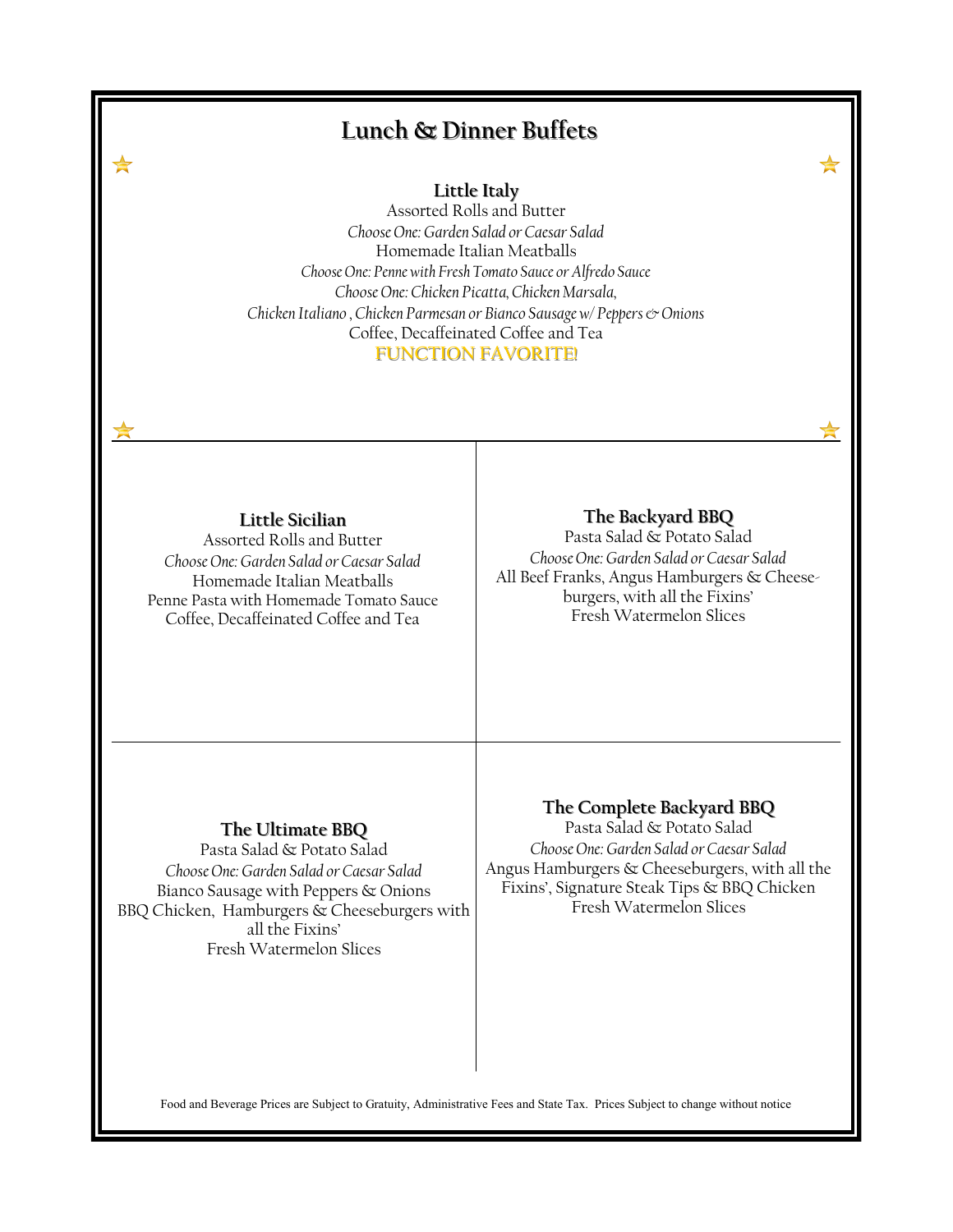# Lunch & Dinner Buffets

## Little Italy

Assorted Rolls and Butter

*Choose One: Garden Salad or Caesar Salad*

Homemade Italian Meatballs

*Choose One: Penne with Fresh Tomato Sauce or Alfredo Sauce*

*Choose One: Chicken Picatta, Chicken Marsala,*
*Chicken Italiano , Chicken Parmesan or Bianco Sausage w/ Peppers & Onions*

Coffee, Decaffeinated Coffee and Tea

**FUNCTION FAVORITE!**

## Little Sicilian

Assorted Rolls and Butter

*Choose One: Garden Salad or Caesar Salad*

Homemade Italian Meatballs

Penne Pasta with Homemade Tomato Sauce

Coffee, Decaffeinated Coffee and Tea

## The Backyard BBQ

Pasta Salad & Potato Salad

*Choose One: Garden Salad or Caesar Salad*

All Beef Franks, Angus Hamburgers & Cheese-burgers, with all the Fixins'

Fresh Watermelon Slices

## The Ultimate BBQ

Pasta Salad & Potato Salad

*Choose One: Garden Salad or Caesar Salad*

Bianco Sausage with Peppers & Onions

BBQ Chicken, Hamburgers & Cheeseburgers with all the Fixins'

Fresh Watermelon Slices

## The Complete Backyard BBQ

Pasta Salad & Potato Salad

*Choose One: Garden Salad or Caesar Salad*

Angus Hamburgers & Cheeseburgers, with all the Fixins', Signature Steak Tips & BBQ Chicken

Fresh Watermelon Slices

Food and Beverage Prices are Subject to Gratuity, Administrative Fees and State Tax. Prices Subject to change without notice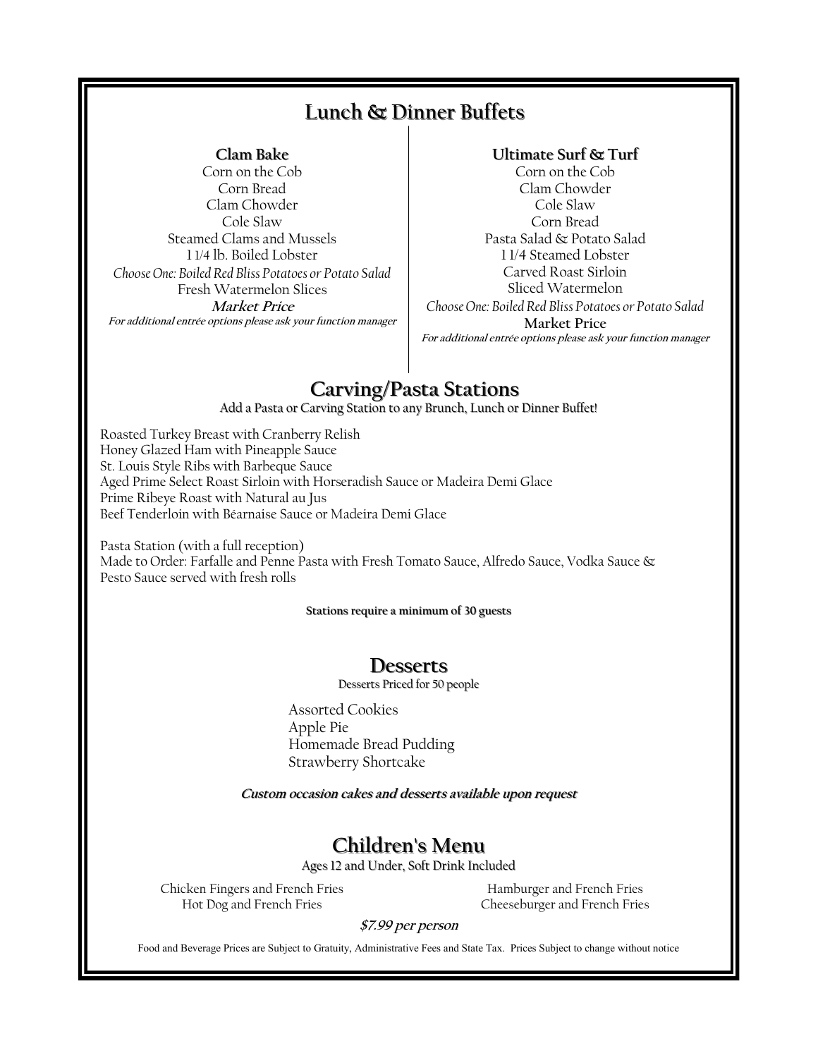# Lunch & Dinner Buffets

### Clam Bake

Corn on the Cob
Corn Bread
Clam Chowder
Cole Slaw
Steamed Clams and Mussels
1 1/4 lb. Boiled Lobster
*Choose One: Boiled Red Bliss Potatoes or Potato Salad*
Fresh Watermelon Slices

***Market Price***

**For additional entrée options please ask your function manager**

### Ultimate Surf & Turf

Corn on the Cob
Clam Chowder
Cole Slaw
Corn Bread
Pasta Salad & Potato Salad
1 1/4 Steamed Lobster
Carved Roast Sirloin
Sliced Watermelon
*Choose One: Boiled Red Bliss Potatoes or Potato Salad*

**Market Price**

**For additional entrée options please ask your function manager**

## Carving/Pasta Stations

Add a Pasta or Carving Station to any Brunch, Lunch or Dinner Buffet!

Roasted Turkey Breast with Cranberry Relish
Honey Glazed Ham with Pineapple Sauce
St. Louis Style Ribs with Barbeque Sauce
Aged Prime Select Roast Sirloin with Horseradish Sauce or Madeira Demi Glace
Prime Ribeye Roast with Natural au Jus
Beef Tenderloin with Béarnaise Sauce or Madeira Demi Glace

Pasta Station (with a full reception)
Made to Order: Farfalle and Penne Pasta with Fresh Tomato Sauce, Alfredo Sauce, Vodka Sauce & Pesto Sauce served with fresh rolls

**Stations require a minimum of 30 guests**

## Desserts

Desserts Priced for 50 people

Assorted Cookies
Apple Pie
Homemade Bread Pudding
Strawberry Shortcake

***Custom occasion cakes and desserts available upon request***

## Children's Menu

Ages 12 and Under, Soft Drink Included

Chicken Fingers and French Fries
Hot Dog and French Fries
Hamburger and French Fries
Cheeseburger and French Fries

***$7.99 per person***

Food and Beverage Prices are Subject to Gratuity, Administrative Fees and State Tax. Prices Subject to change without notice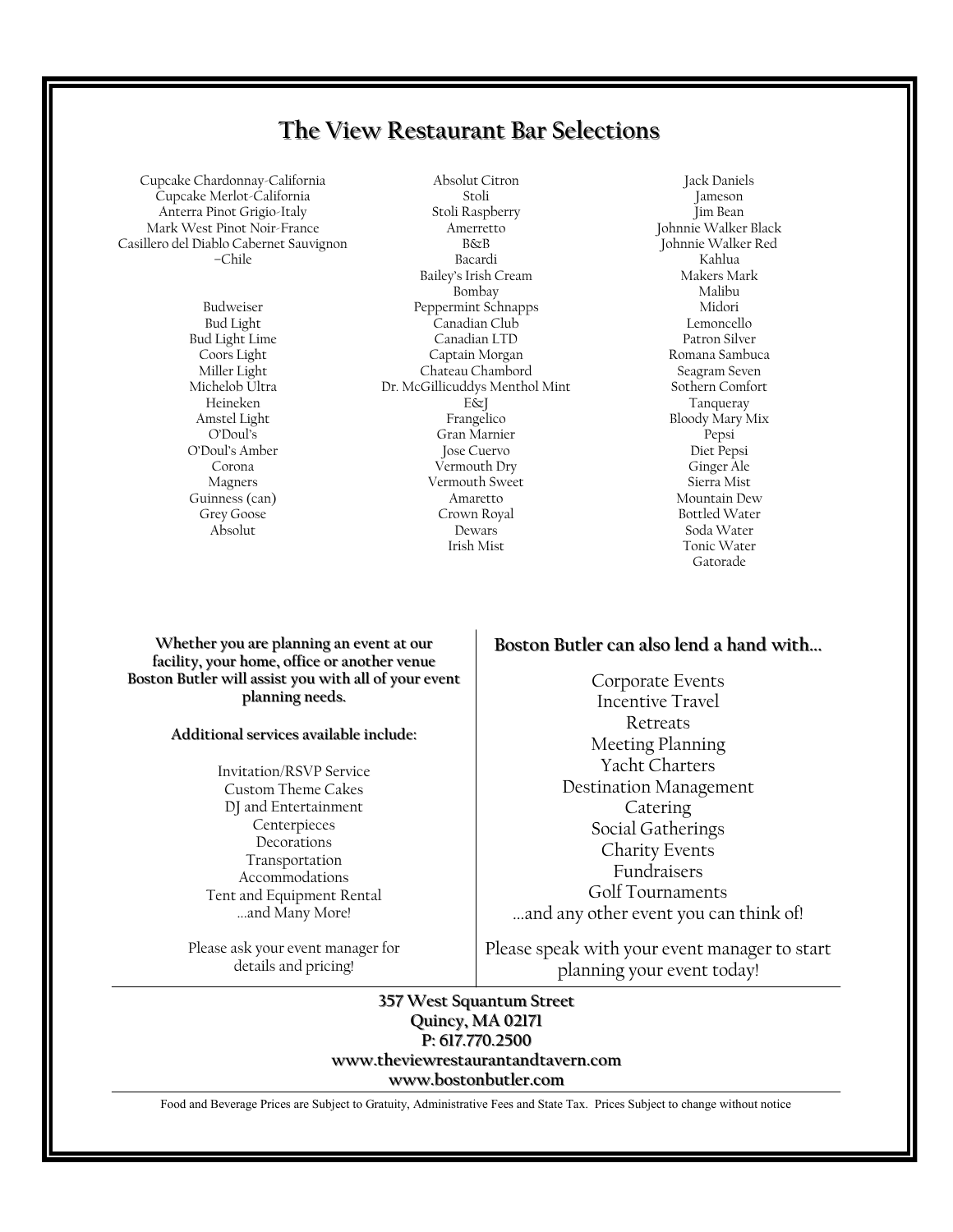# The View Restaurant Bar Selections

Cupcake Chardonnay-California
Cupcake Merlot-California
Anterra Pinot Grigio-Italy
Mark West Pinot Noir-France
Casillero del Diablo Cabernet Sauvignon –Chile

Budweiser
Bud Light
Bud Light Lime
Coors Light
Miller Light
Michelob Ultra
Heineken
Amstel Light
O'Doul's
O'Doul's Amber
Corona
Magners
Guinness (can)
Grey Goose
Absolut

Absolut Citron
Stoli
Stoli Raspberry
Amerretto
B&B
Bacardi
Bailey's Irish Cream
Bombay
Peppermint Schnapps
Canadian Club
Canadian LTD
Captain Morgan
Chateau Chambord
Dr. McGillicuddys Menthol Mint
E&J
Frangelico
Gran Marnier
Jose Cuervo
Vermouth Dry
Vermouth Sweet
Amaretto
Crown Royal
Dewars
Irish Mist

Jack Daniels
Jameson
Jim Bean
Johnnie Walker Black
Johnnie Walker Red
Kahlua
Makers Mark
Malibu
Midori
Lemoncello
Patron Silver
Romana Sambuca
Seagram Seven
Sothern Comfort
Tanqueray
Bloody Mary Mix
Pepsi
Diet Pepsi
Ginger Ale
Sierra Mist
Mountain Dew
Bottled Water
Soda Water
Tonic Water
Gatorade

**Whether you are planning an event at our facility, your home, office or another venue Boston Butler will assist you with all of your event planning needs.**

**Additional services available include:**

Invitation/RSVP Service
Custom Theme Cakes
DJ and Entertainment
Centerpieces
Decorations
Transportation
Accommodations
Tent and Equipment Rental
…and Many More!

Please ask your event manager for details and pricing!

**Boston Butler can also lend a hand with…**

Corporate Events
Incentive Travel
Retreats
Meeting Planning
Yacht Charters
Destination Management
Catering
Social Gatherings
Charity Events
Fundraisers
Golf Tournaments
…and any other event you can think of!

Please speak with your event manager to start planning your event today!

**357 West Squantum Street**
**Quincy, MA 02171**
**P: 617.770.2500**
**www.theviewrestaurantandtavern.com**
**www.bostonbutler.com**

Food and Beverage Prices are Subject to Gratuity, Administrative Fees and State Tax. Prices Subject to change without notice